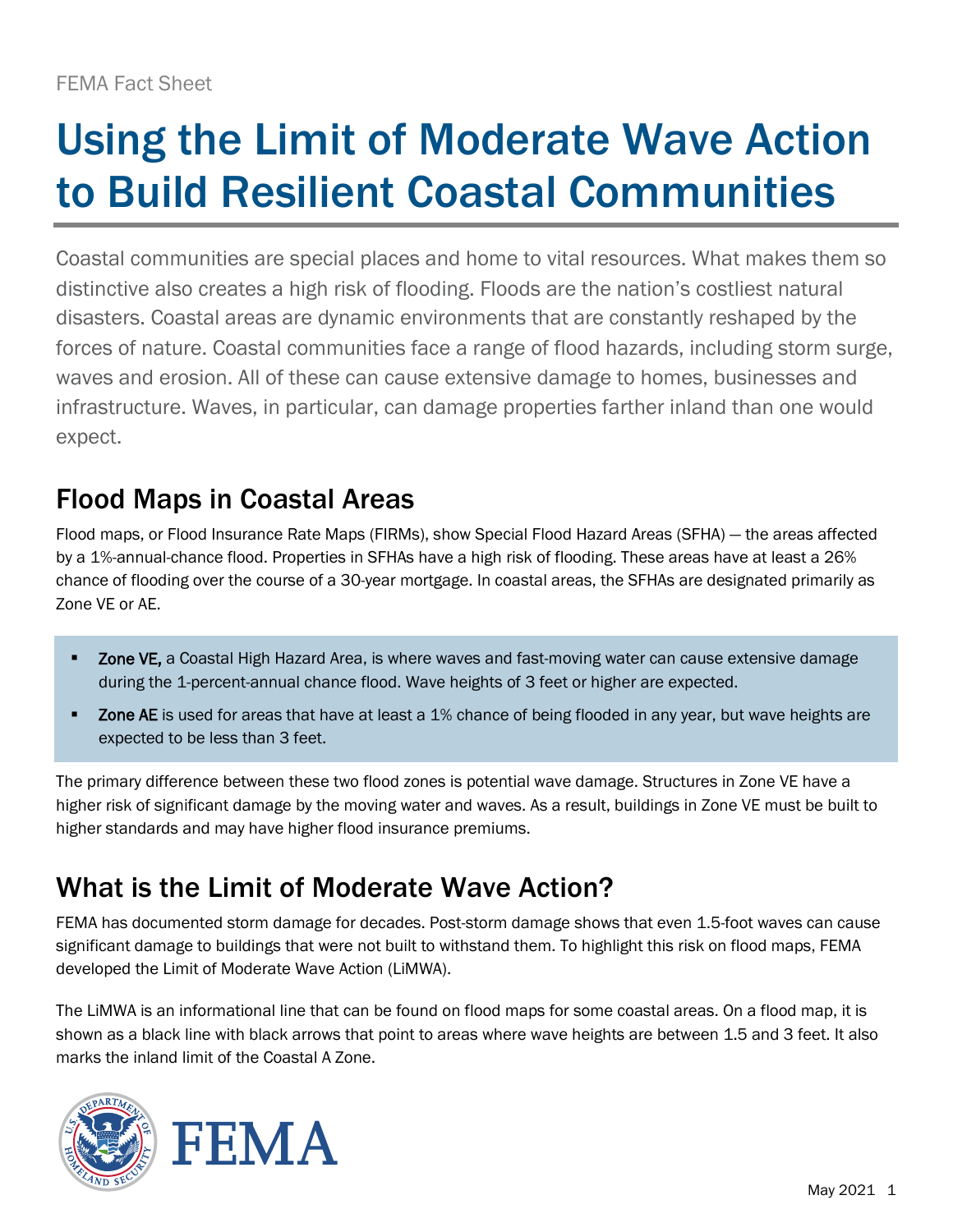FEMA Fact Sheet

# Using the Limit of Moderate Wave Action to Build Resilient Coastal Communities

Coastal communities are special places and home to vital resources. What makes them so distinctive also creates a high risk of flooding. Floods are the nation's costliest natural disasters. Coastal areas are dynamic environments that are constantly reshaped by the forces of nature. Coastal communities face a range of flood hazards, including storm surge, waves and erosion. All of these can cause extensive damage to homes, businesses and infrastructure. Waves, in particular, can damage properties farther inland than one would expect.

## Flood Maps in Coastal Areas

Flood maps, or Flood Insurance Rate Maps (FIRMs), show Special Flood Hazard Areas (SFHA) — the areas affected by a 1%-annual-chance flood. Properties in SFHAs have a high risk of flooding. These areas have at least a 26% chance of flooding over the course of a 30-year mortgage. In coastal areas, the SFHAs are designated primarily as Zone VE or AE.

- **Zone VE,** a Coastal High Hazard Area, is where waves and fast-moving water can cause extensive damage during the 1-percent-annual chance flood. Wave heights of 3 feet or higher are expected.
- **Zone AE** is used for areas that have at least a 1% chance of being flooded in any year, but wave heights are expected to be less than 3 feet.

The primary difference between these two flood zones is potential wave damage. Structures in Zone VE have a higher risk of significant damage by the moving water and waves. As a result, buildings in Zone VE must be built to higher standards and may have higher flood insurance premiums.

## What is the Limit of Moderate Wave Action?

FEMA has documented storm damage for decades. Post-storm damage shows that even 1.5-foot waves can cause significant damage to buildings that were not built to withstand them. To highlight this risk on flood maps, FEMA developed the Limit of Moderate Wave Action (LiMWA).

The LiMWA is an informational line that can be found on flood maps for some coastal areas. On a flood map, it is shown as a black line with black arrows that point to areas where wave heights are between 1.5 and 3 feet. It also marks the inland limit of the Coastal A Zone.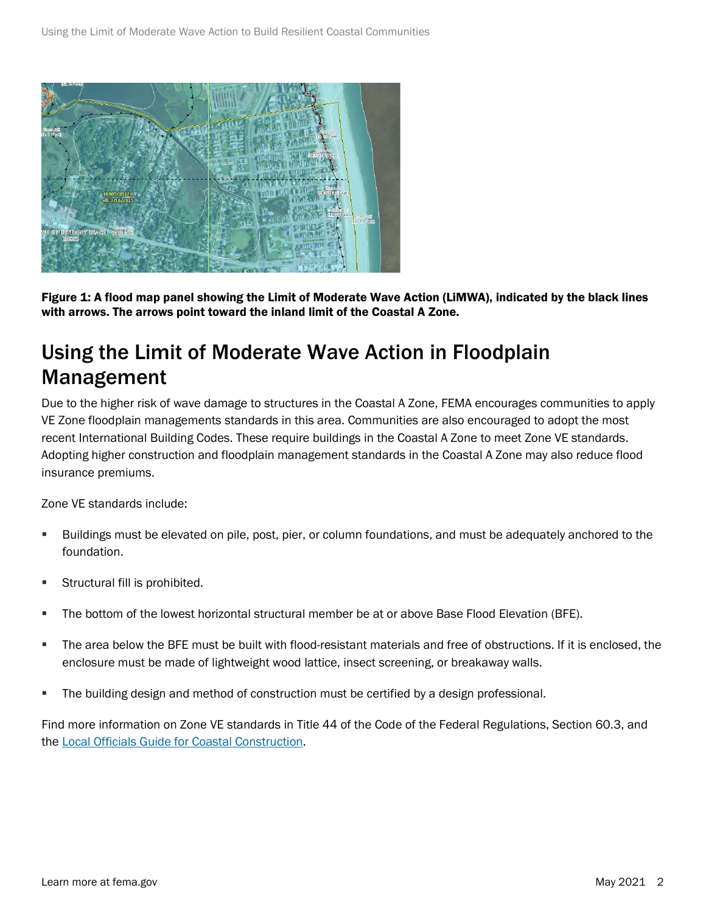**Figure 1: A flood map panel showing the Limit of Moderate Wave Action (LiMWA), indicated by the black lines with arrows. The arrows point toward the inland limit of the Coastal A Zone.**

## Using the Limit of Moderate Wave Action in Floodplain Management

Due to the higher risk of wave damage to structures in the Coastal A Zone, FEMA encourages communities to apply VE Zone floodplain managements standards in this area. Communities are also encouraged to adopt the most recent International Building Codes. These require buildings in the Coastal A Zone to meet Zone VE standards. Adopting higher construction and floodplain management standards in the Coastal A Zone may also reduce flood insurance premiums.

Zone VE standards include:

- Buildings must be elevated on pile, post, pier, or column foundations, and must be adequately anchored to the foundation.
- Structural fill is prohibited.
- The bottom of the lowest horizontal structural member be at or above Base Flood Elevation (BFE).
- The area below the BFE must be built with flood-resistant materials and free of obstructions. If it is enclosed, the enclosure must be made of lightweight wood lattice, insect screening, or breakaway walls.
- The building design and method of construction must be certified by a design professional.

Find more information on Zone VE standards in Title 44 of the Code of the Federal Regulations, Section 60.3, and the Local Officials Guide for Coastal Construction.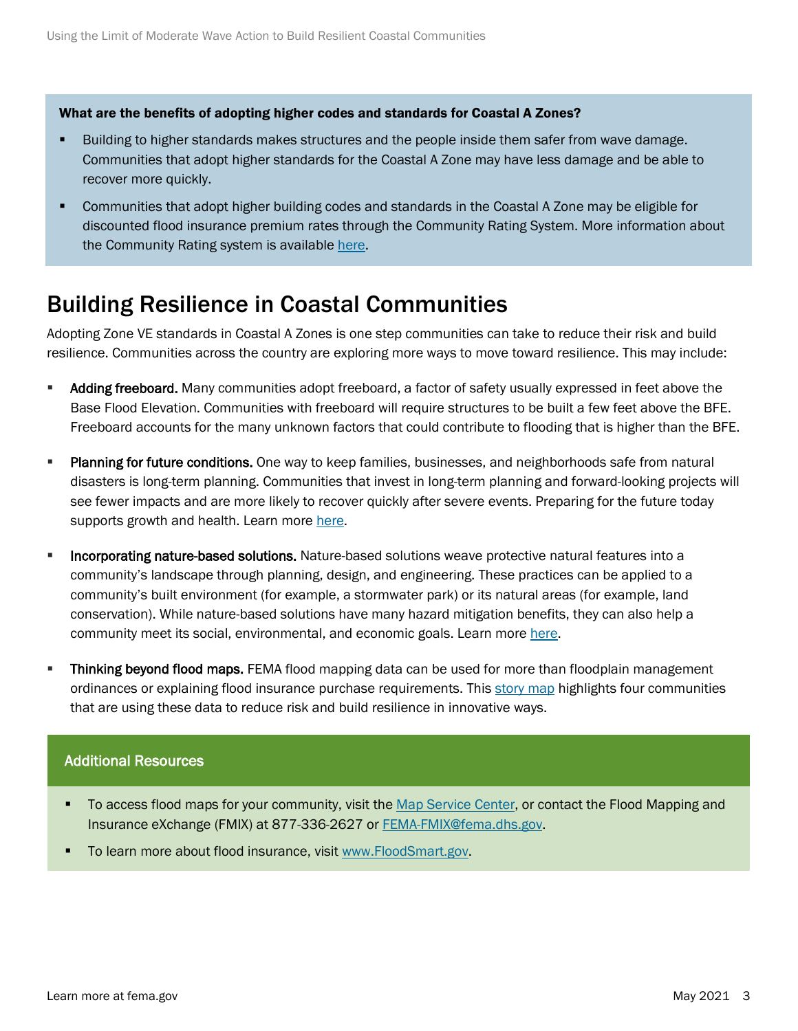**What are the benefits of adopting higher codes and standards for Coastal A Zones?**

- Building to higher standards makes structures and the people inside them safer from wave damage. Communities that adopt higher standards for the Coastal A Zone may have less damage and be able to recover more quickly.
- Communities that adopt higher building codes and standards in the Coastal A Zone may be eligible for discounted flood insurance premium rates through the Community Rating System. More information about the Community Rating system is available here.

## Building Resilience in Coastal Communities

Adopting Zone VE standards in Coastal A Zones is one step communities can take to reduce their risk and build resilience. Communities across the country are exploring more ways to move toward resilience. This may include:

- **Adding freeboard.** Many communities adopt freeboard, a factor of safety usually expressed in feet above the Base Flood Elevation. Communities with freeboard will require structures to be built a few feet above the BFE. Freeboard accounts for the many unknown factors that could contribute to flooding that is higher than the BFE.
- **Planning for future conditions.** One way to keep families, businesses, and neighborhoods safe from natural disasters is long-term planning. Communities that invest in long-term planning and forward-looking projects will see fewer impacts and are more likely to recover quickly after severe events. Preparing for the future today supports growth and health. Learn more here.
- **Incorporating nature-based solutions.** Nature-based solutions weave protective natural features into a community's landscape through planning, design, and engineering. These practices can be applied to a community's built environment (for example, a stormwater park) or its natural areas (for example, land conservation). While nature-based solutions have many hazard mitigation benefits, they can also help a community meet its social, environmental, and economic goals. Learn more here.
- **Thinking beyond flood maps.** FEMA flood mapping data can be used for more than floodplain management ordinances or explaining flood insurance purchase requirements. This story map highlights four communities that are using these data to reduce risk and build resilience in innovative ways.

### Additional Resources

- To access flood maps for your community, visit the Map Service Center, or contact the Flood Mapping and Insurance eXchange (FMIX) at 877-336-2627 or FEMA-FMIX@fema.dhs.gov.
- To learn more about flood insurance, visit www.FloodSmart.gov.